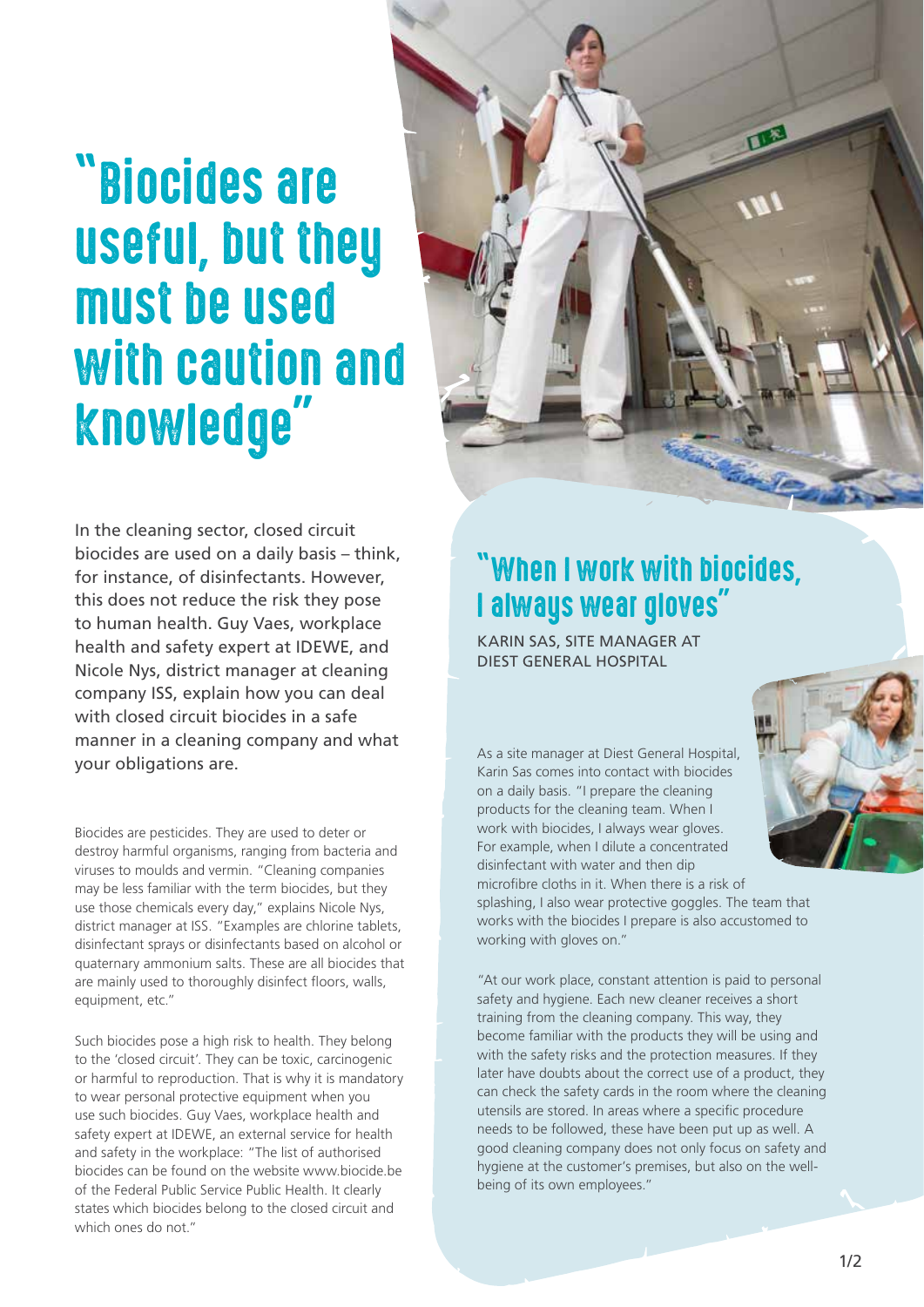# "Biocides are useful, but they must be used with caution and knowledge"

In the cleaning sector, closed circuit biocides are used on a daily basis – think, for instance, of disinfectants. However, this does not reduce the risk they pose to human health. Guy Vaes, workplace health and safety expert at IDEWE, and Nicole Nys, district manager at cleaning company ISS, explain how you can deal with closed circuit biocides in a safe manner in a cleaning company and what your obligations are.

Biocides are pesticides. They are used to deter or destroy harmful organisms, ranging from bacteria and viruses to moulds and vermin. "Cleaning companies may be less familiar with the term biocides, but they use those chemicals every day," explains Nicole Nys, district manager at ISS. "Examples are chlorine tablets, disinfectant sprays or disinfectants based on alcohol or quaternary ammonium salts. These are all biocides that are mainly used to thoroughly disinfect floors, walls, equipment, etc."

Such biocides pose a high risk to health. They belong to the 'closed circuit'. They can be toxic, carcinogenic or harmful to reproduction. That is why it is mandatory to wear personal protective equipment when you use such biocides. Guy Vaes, workplace health and safety expert at IDEWE, an external service for health and safety in the workplace: "The list of authorised biocides can be found on the website www.biocide.be of the Federal Public Service Public Health. It clearly states which biocides belong to the closed circuit and which ones do not."

## "When I work with biocides, I always wear gloves"

KARIN SAS, SITE MANAGER AT DIEST GENERAL HOSPITAL

As a site manager at Diest General Hospital, Karin Sas comes into contact with biocides on a daily basis. "I prepare the cleaning products for the cleaning team. When I work with biocides, I always wear gloves. For example, when I dilute a concentrated disinfectant with water and then dip microfibre cloths in it. When there is a risk of splashing, I also wear protective goggles. The team that works with the biocides I prepare is also accustomed to working with gloves on."

"At our work place, constant attention is paid to personal safety and hygiene. Each new cleaner receives a short training from the cleaning company. This way, they become familiar with the products they will be using and with the safety risks and the protection measures. If they later have doubts about the correct use of a product, they can check the safety cards in the room where the cleaning utensils are stored. In areas where a specific procedure needs to be followed, these have been put up as well. A good cleaning company does not only focus on safety and hygiene at the customer's premises, but also on the well-being of its own employees."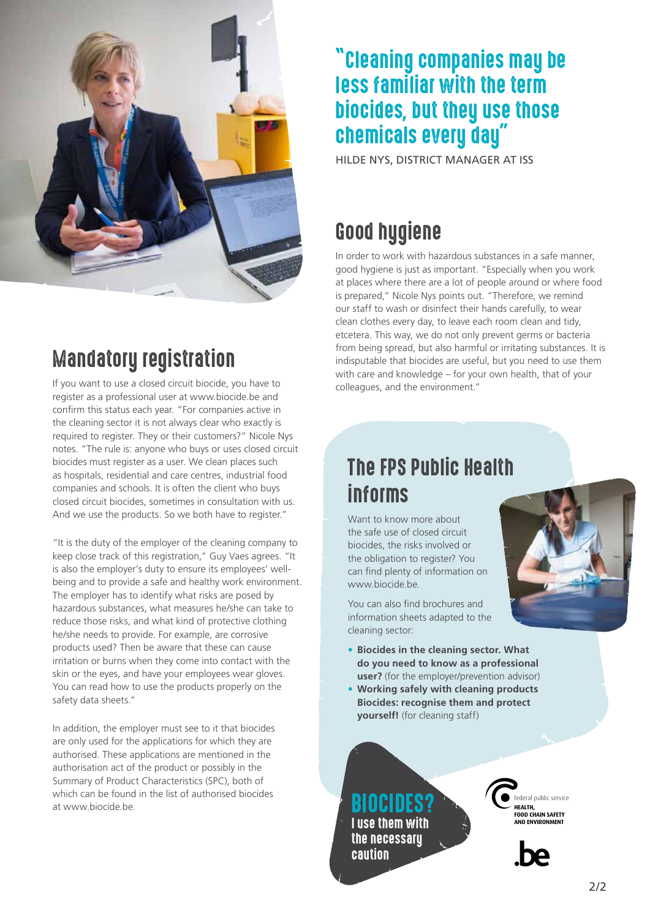## Mandatory registration

If you want to use a closed circuit biocide, you have to register as a professional user at www.biocide.be and confirm this status each year. "For companies active in the cleaning sector it is not always clear who exactly is required to register. They or their customers?" Nicole Nys notes. "The rule is: anyone who buys or uses closed circuit biocides must register as a user. We clean places such as hospitals, residential and care centres, industrial food companies and schools. It is often the client who buys closed circuit biocides, sometimes in consultation with us. And we use the products. So we both have to register."

"It is the duty of the employer of the cleaning company to keep close track of this registration," Guy Vaes agrees. "It is also the employer's duty to ensure its employees' well-being and to provide a safe and healthy work environment. The employer has to identify what risks are posed by hazardous substances, what measures he/she can take to reduce those risks, and what kind of protective clothing he/she needs to provide. For example, are corrosive products used? Then be aware that these can cause irritation or burns when they come into contact with the skin or the eyes, and have your employees wear gloves. You can read how to use the products properly on the safety data sheets."

In addition, the employer must see to it that biocides are only used for the applications for which they are authorised. These applications are mentioned in the authorisation act of the product or possibly in the Summary of Product Characteristics (SPC), both of which can be found in the list of authorised biocides at www.biocide.be.

## "Cleaning companies may be less familiar with the term biocides, but they use those chemicals every day"

HILDE NYS, DISTRICT MANAGER AT ISS

## Good hygiene

In order to work with hazardous substances in a safe manner, good hygiene is just as important. "Especially when you work at places where there are a lot of people around or where food is prepared," Nicole Nys points out. "Therefore, we remind our staff to wash or disinfect their hands carefully, to wear clean clothes every day, to leave each room clean and tidy, etcetera. This way, we do not only prevent germs or bacteria from being spread, but also harmful or irritating substances. It is indisputable that biocides are useful, but you need to use them with care and knowledge – for your own health, that of your colleagues, and the environment."

## The FPS Public Health informs

Want to know more about the safe use of closed circuit biocides, the risks involved or the obligation to register? You can find plenty of information on www.biocide.be.

You can also find brochures and information sheets adapted to the cleaning sector:

- **Biocides in the cleaning sector. What do you need to know as a professional user?** (for the employer/prevention advisor)
- **Working safely with cleaning products Biocides: recognise them and protect yourself!** (for cleaning staff)

**BIOCIDES?**
**I use them with the necessary caution**

federal public service
HEALTH, FOOD CHAIN SAFETY AND ENVIRONMENT

.be